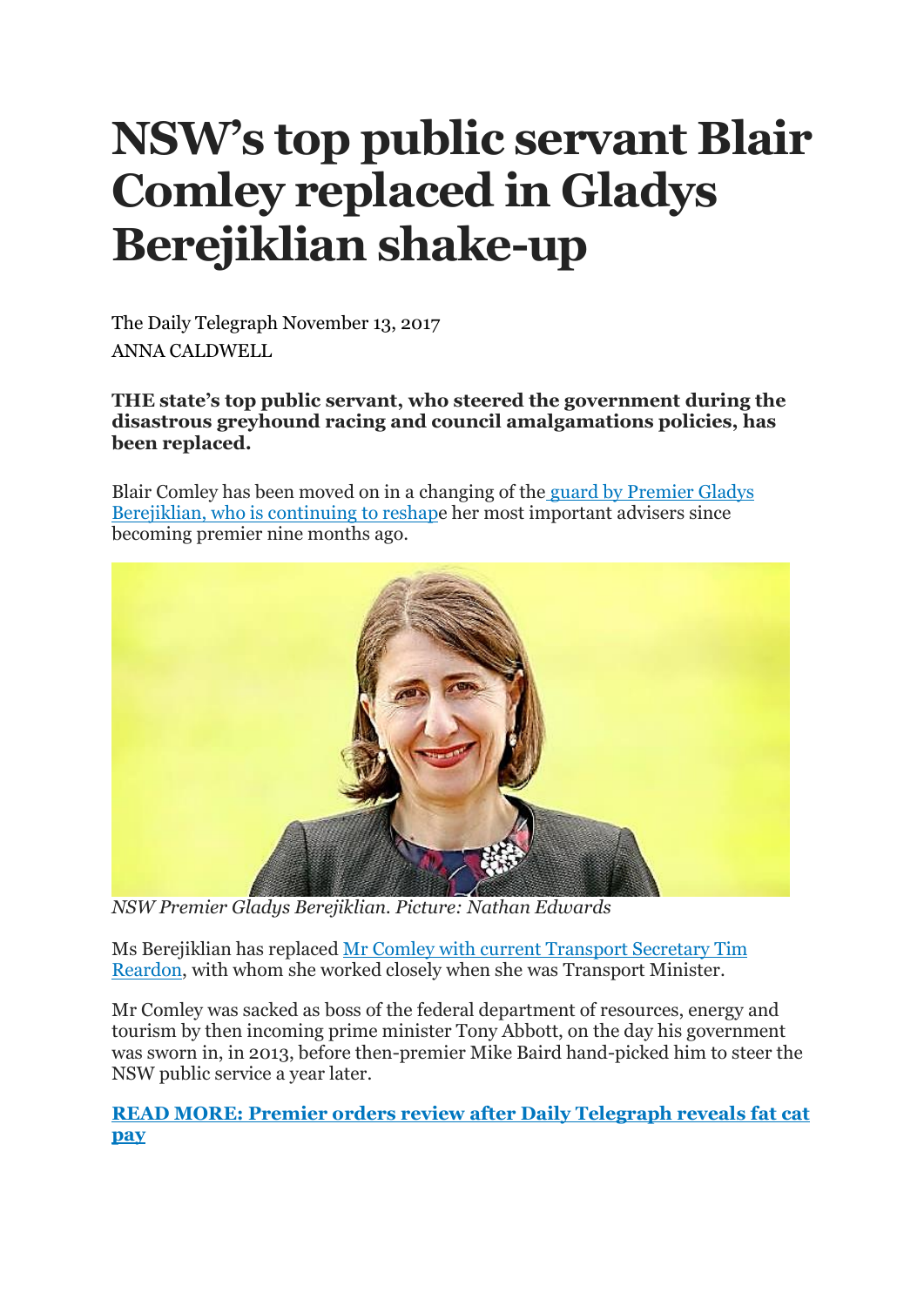# NSW's top public servant Blair Comley replaced in Gladys Berejiklian shake-up

The Daily Telegraph November 13, 2017
ANNA CALDWELL

**THE state's top public servant, who steered the government during the disastrous greyhound racing and council amalgamations policies, has been replaced.**

Blair Comley has been moved on in a changing of the guard by Premier Gladys Berejiklian, who is continuing to reshape her most important advisers since becoming premier nine months ago.

*NSW Premier Gladys Berejiklian. Picture: Nathan Edwards*

Ms Berejiklian has replaced Mr Comley with current Transport Secretary Tim Reardon, with whom she worked closely when she was Transport Minister.

Mr Comley was sacked as boss of the federal department of resources, energy and tourism by then incoming prime minister Tony Abbott, on the day his government was sworn in, in 2013, before then-premier Mike Baird hand-picked him to steer the NSW public service a year later.

**READ MORE: Premier orders review after Daily Telegraph reveals fat cat pay**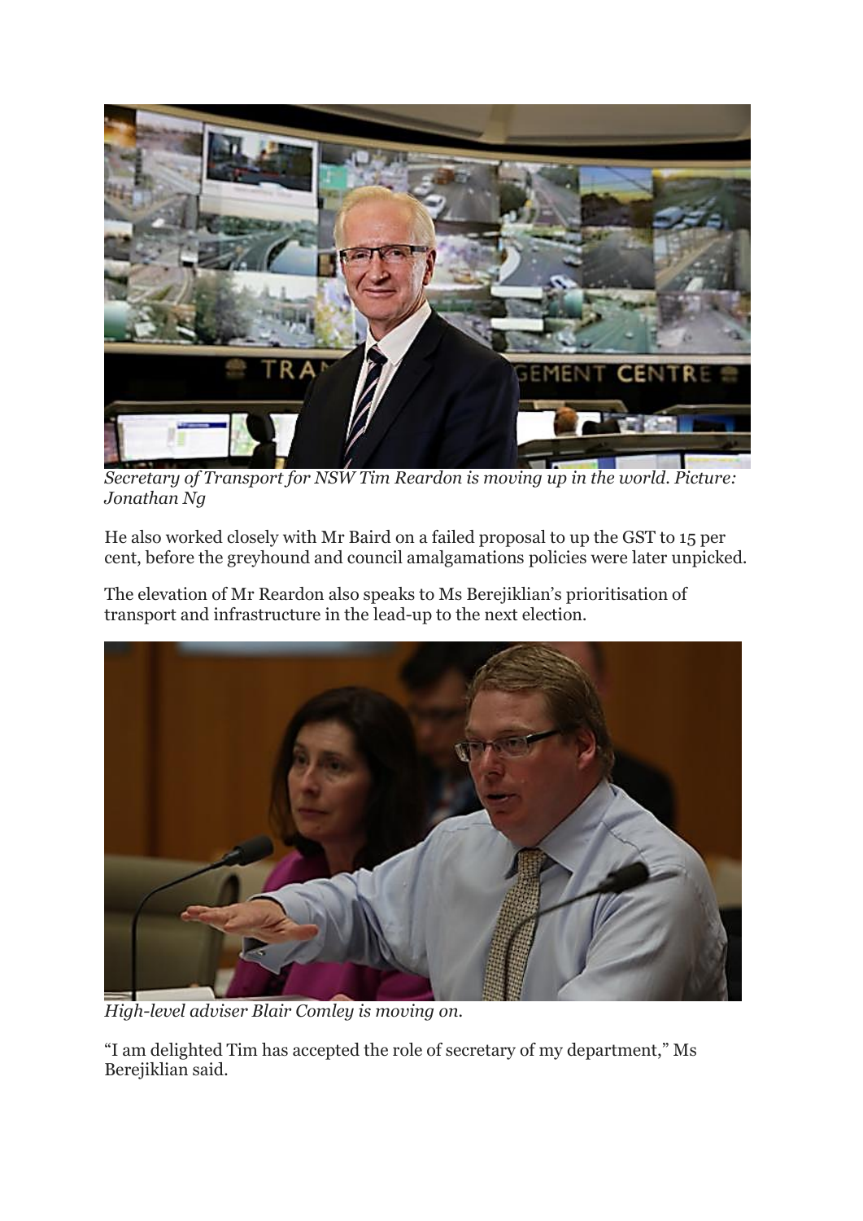*Secretary of Transport for NSW Tim Reardon is moving up in the world. Picture: Jonathan Ng*

He also worked closely with Mr Baird on a failed proposal to up the GST to 15 per cent, before the greyhound and council amalgamations policies were later unpicked.

The elevation of Mr Reardon also speaks to Ms Berejiklian's prioritisation of transport and infrastructure in the lead-up to the next election.

*High-level adviser Blair Comley is moving on.*

"I am delighted Tim has accepted the role of secretary of my department," Ms Berejiklian said.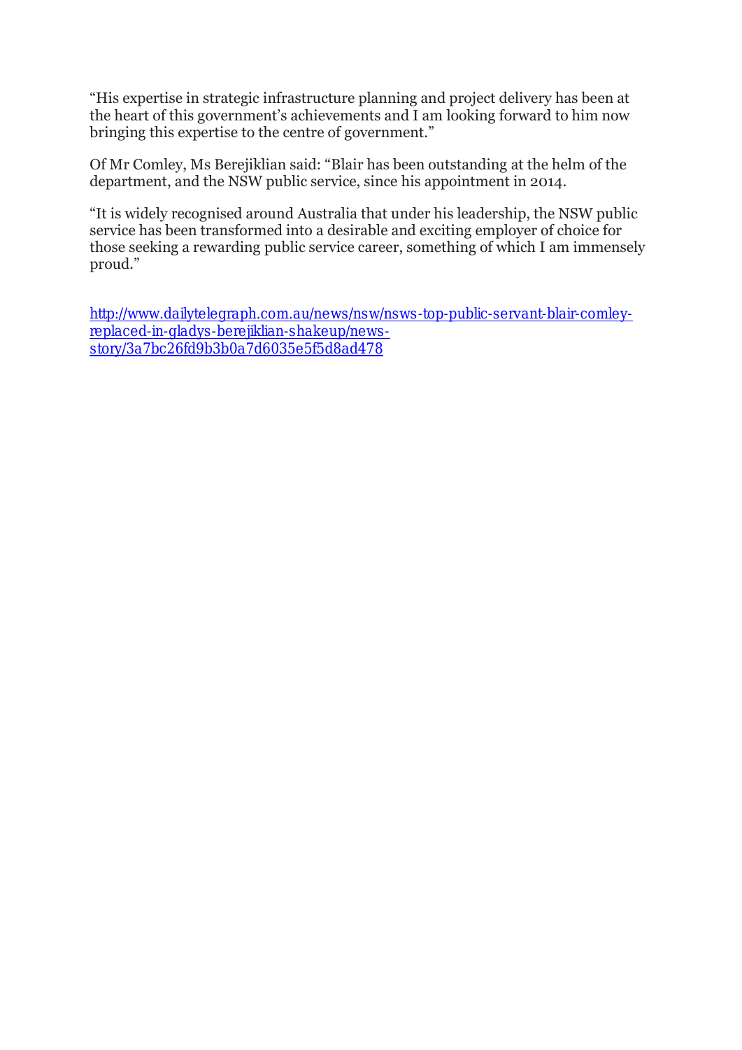“His expertise in strategic infrastructure planning and project delivery has been at the heart of this government’s achievements and I am looking forward to him now bringing this expertise to the centre of government.”

Of Mr Comley, Ms Berejiklian said: “Blair has been outstanding at the helm of the department, and the NSW public service, since his appointment in 2014.

“It is widely recognised around Australia that under his leadership, the NSW public service has been transformed into a desirable and exciting employer of choice for those seeking a rewarding public service career, something of which I am immensely proud.”

http://www.dailytelegraph.com.au/news/nsw/nsws-top-public-servant-blair-comley-replaced-in-gladys-berejiklian-shakeup/news-story/3a7bc26fd9b3b0a7d6035e5f5d8ad478